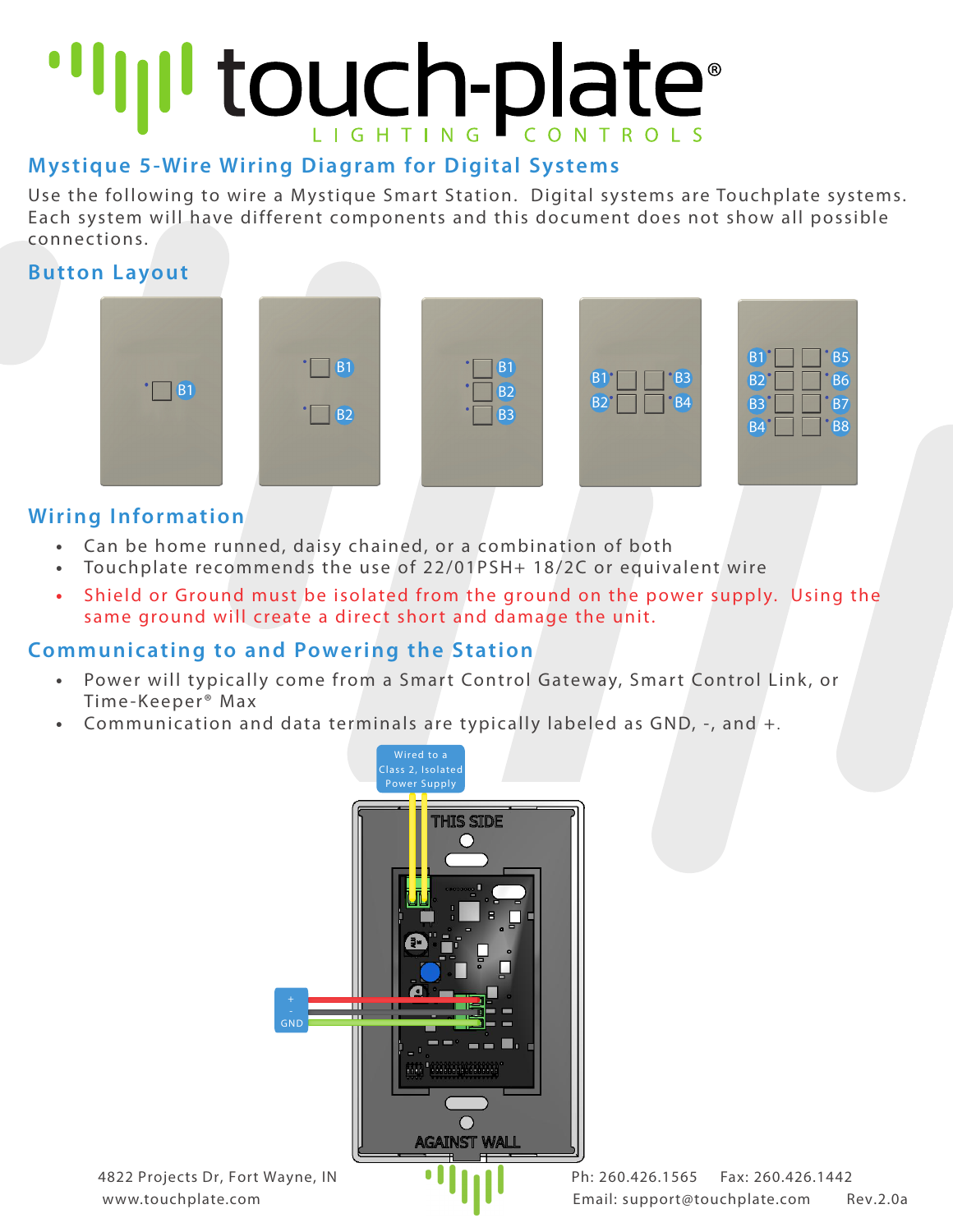# touch-plate® LIGHTING CONTROLS

## Mystique 5-Wire Wiring Diagram for Digital Systems

Use the following to wire a Mystique Smart Station. Digital systems are Touchplate systems. Each system will have different components and this document does not show all possible connections.

## Button Layout

B1

B1 B2

B1 B2 B3

B1 B2 B3 B4

B1 B2 B3 B4 B5 B6 B7 B8

## Wiring Information

- Can be home runned, daisy chained, or a combination of both
- Touchplate recommends the use of 22/01PSH+ 18/2C or equivalent wire
- Shield or Ground must be isolated from the ground on the power supply. Using the same ground will create a direct short and damage the unit.

## Communicating to and Powering the Station

- Power will typically come from a Smart Control Gateway, Smart Control Link, or Time-Keeper® Max
- Communication and data terminals are typically labeled as GND, -, and +.

Wired to a Class 2, Isolated Power Supply

THIS SIDE

+
-
GND

AGAINST WALL

4822 Projects Dr, Fort Wayne, IN
www.touchplate.com

Ph: 260.426.1565 Fax: 260.426.1442
Email: support@touchplate.com Rev.2.0a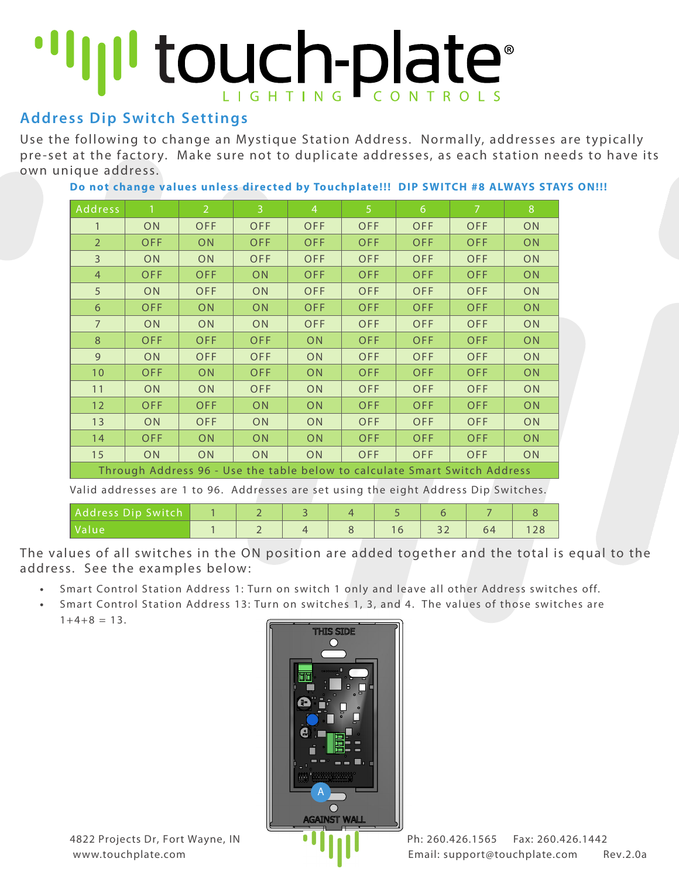# touch-plate® LIGHTING CONTROLS

## Address Dip Switch Settings

Use the following to change an Mystique Station Address. Normally, addresses are typically pre-set at the factory. Make sure not to duplicate addresses, as each station needs to have its own unique address.

**Do not change values unless directed by Touchplate!!! DIP SWITCH #8 ALWAYS STAYS ON!!!**

| Address | 1 | 2 | 3 | 4 | 5 | 6 | 7 | 8 |
|---|---|---|---|---|---|---|---|---|
| 1 | ON | OFF | OFF | OFF | OFF | OFF | OFF | ON |
| 2 | OFF | ON | OFF | OFF | OFF | OFF | OFF | ON |
| 3 | ON | ON | OFF | OFF | OFF | OFF | OFF | ON |
| 4 | OFF | OFF | ON | OFF | OFF | OFF | OFF | ON |
| 5 | ON | OFF | ON | OFF | OFF | OFF | OFF | ON |
| 6 | OFF | ON | ON | OFF | OFF | OFF | OFF | ON |
| 7 | ON | ON | ON | OFF | OFF | OFF | OFF | ON |
| 8 | OFF | OFF | OFF | ON | OFF | OFF | OFF | ON |
| 9 | ON | OFF | OFF | ON | OFF | OFF | OFF | ON |
| 10 | OFF | ON | OFF | ON | OFF | OFF | OFF | ON |
| 11 | ON | ON | OFF | ON | OFF | OFF | OFF | ON |
| 12 | OFF | OFF | ON | ON | OFF | OFF | OFF | ON |
| 13 | ON | OFF | ON | ON | OFF | OFF | OFF | ON |
| 14 | OFF | ON | ON | ON | OFF | OFF | OFF | ON |
| 15 | ON | ON | ON | ON | OFF | OFF | OFF | ON |
| Through Address 96 - Use the table below to calculate Smart Switch Address | | | | | | | | |

Valid addresses are 1 to 96. Addresses are set using the eight Address Dip Switches.

| Address Dip Switch | 1 | 2 | 3 | 4 | 5 | 6 | 7 | 8 |
|---|---|---|---|---|---|---|---|---|
| Value | 1 | 2 | 4 | 8 | 16 | 32 | 64 | 128 |

The values of all switches in the ON position are added together and the total is equal to the address. See the examples below:

- Smart Control Station Address 1: Turn on switch 1 only and leave all other Address switches off.
- Smart Control Station Address 13: Turn on switches 1, 3, and 4. The values of those switches are 1+4+8 = 13.

THIS SIDE

A

AGAINST WALL

4822 Projects Dr, Fort Wayne, IN
www.touchplate.com

Ph: 260.426.1565 Fax: 260.426.1442
Email: support@touchplate.com Rev.2.0a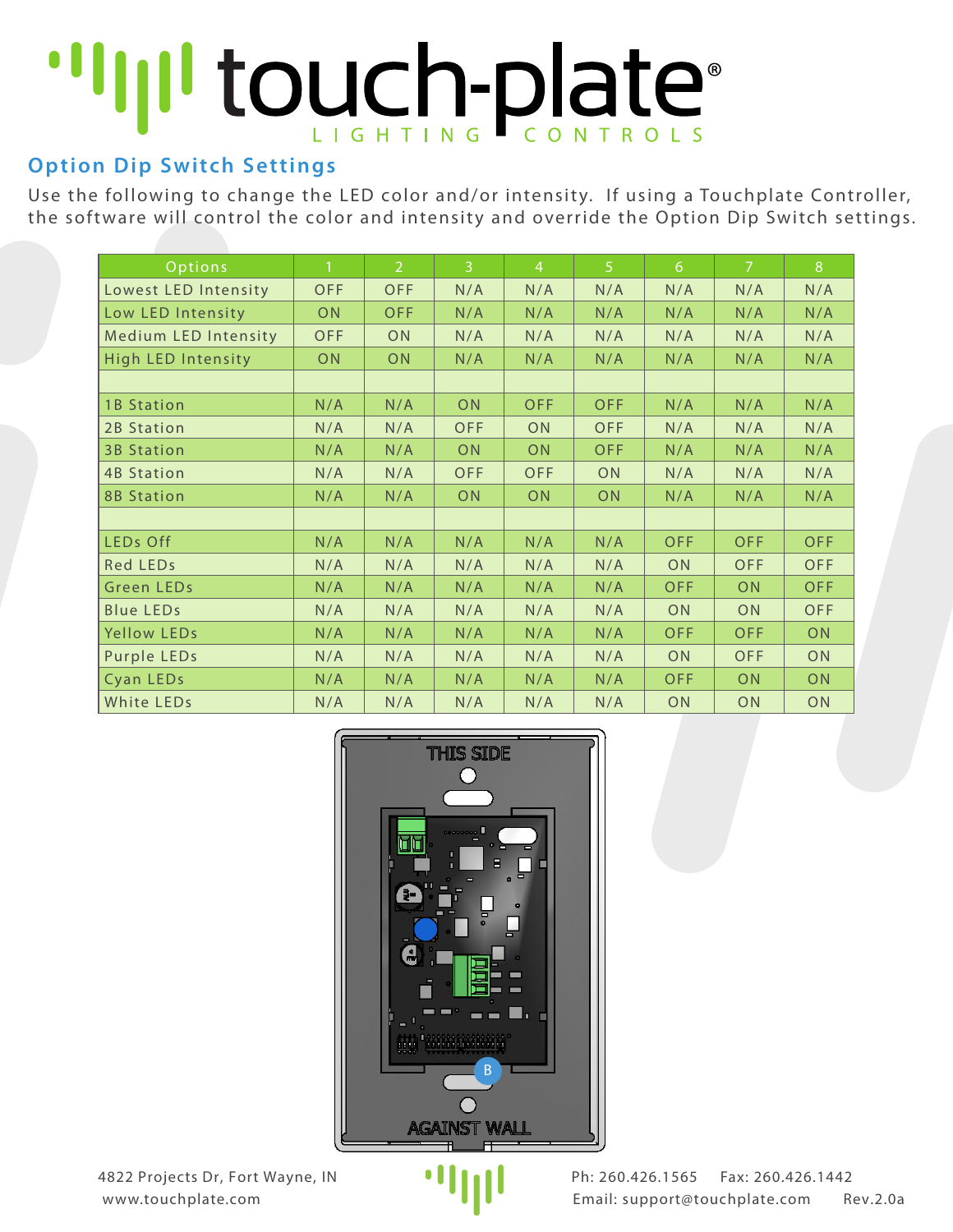## Option Dip Switch Settings

Use the following to change the LED color and/or intensity. If using a Touchplate Controller, the software will control the color and intensity and override the Option Dip Switch settings.

| Options | 1 | 2 | 3 | 4 | 5 | 6 | 7 | 8 |
|---|---|---|---|---|---|---|---|---|
| Lowest LED Intensity | OFF | OFF | N/A | N/A | N/A | N/A | N/A | N/A |
| Low LED Intensity | ON | OFF | N/A | N/A | N/A | N/A | N/A | N/A |
| Medium LED Intensity | OFF | ON | N/A | N/A | N/A | N/A | N/A | N/A |
| High LED Intensity | ON | ON | N/A | N/A | N/A | N/A | N/A | N/A |
| | | | | | | | | |
| 1B Station | N/A | N/A | ON | OFF | OFF | N/A | N/A | N/A |
| 2B Station | N/A | N/A | OFF | ON | OFF | N/A | N/A | N/A |
| 3B Station | N/A | N/A | ON | ON | OFF | N/A | N/A | N/A |
| 4B Station | N/A | N/A | OFF | OFF | ON | N/A | N/A | N/A |
| 8B Station | N/A | N/A | ON | ON | ON | N/A | N/A | N/A |
| | | | | | | | | |
| LEDs Off | N/A | N/A | N/A | N/A | N/A | OFF | OFF | OFF |
| Red LEDs | N/A | N/A | N/A | N/A | N/A | ON | OFF | OFF |
| Green LEDs | N/A | N/A | N/A | N/A | N/A | OFF | ON | OFF |
| Blue LEDs | N/A | N/A | N/A | N/A | N/A | ON | ON | OFF |
| Yellow LEDs | N/A | N/A | N/A | N/A | N/A | OFF | OFF | ON |
| Purple LEDs | N/A | N/A | N/A | N/A | N/A | ON | OFF | ON |
| Cyan LEDs | N/A | N/A | N/A | N/A | N/A | OFF | ON | ON |
| White LEDs | N/A | N/A | N/A | N/A | N/A | ON | ON | ON |

THIS SIDE

B

AGAINST WALL

4822 Projects Dr, Fort Wayne, IN
www.touchplate.com

Ph: 260.426.1565 Fax: 260.426.1442
Email: support@touchplate.com Rev.2.0a